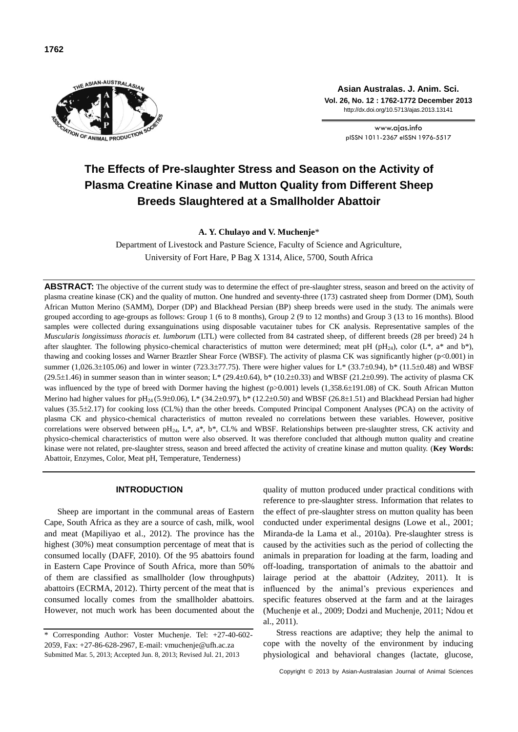# The Effects of Pre-slaughter Stress and Season on the Activity of Plasma Creatine Kinase and Mutton Quality from Different Sheep Breeds Slaughtered at a Smallholder Abattoir

**A. Y. Chulayo and V. Muchenje***

Department of Livestock and Pasture Science, Faculty of Science and Agriculture, University of Fort Hare, P Bag X 1314, Alice, 5700, South Africa

**ABSTRACT:** The objective of the current study was to determine the effect of pre-slaughter stress, season and breed on the activity of plasma creatine kinase (CK) and the quality of mutton. One hundred and seventy-three (173) castrated sheep from Dormer (DM), South African Mutton Merino (SAMM), Dorper (DP) and Blackhead Persian (BP) sheep breeds were used in the study. The animals were grouped according to age-groups as follows: Group 1 (6 to 8 months), Group 2 (9 to 12 months) and Group 3 (13 to 16 months). Blood samples were collected during exsanguinations using disposable vacutainer tubes for CK analysis. Representative samples of the *Muscularis longissimuss thoracis et. lumborum* (LTL) were collected from 84 castrated sheep, of different breeds (28 per breed) 24 h after slaughter. The following physico-chemical characteristics of mutton were determined; meat pH ($pH_{24}$), color (L*, a* and b*), thawing and cooking losses and Warner Braztler Shear Force (WBSF). The activity of plasma CK was significantly higher ($p<0.001$) in summer (1,026.3±105.06) and lower in winter (723.3±77.75). There were higher values for L* (33.7±0.94), b* (11.5±0.48) and WBSF (29.5±1.46) in summer season than in winter season; L* (29.4±0.64), b* (10.2±0.33) and WBSF (21.2±0.99). The activity of plasma CK was influenced by the type of breed with Dormer having the highest ($p>0.001$) levels (1,358.6±191.08) of CK. South African Mutton Merino had higher values for $pH_{24}$ (5.9±0.06), L* (34.2±0.97), b* (12.2±0.50) and WBSF (26.8±1.51) and Blackhead Persian had higher values (35.5±2.17) for cooking loss (CL%) than the other breeds. Computed Principal Component Analyses (PCA) on the activity of plasma CK and physico-chemical characteristics of mutton revealed no correlations between these variables. However, positive correlations were observed between $pH_{24}$, L*, a*, b*, CL% and WBSF. Relationships between pre-slaughter stress, CK activity and physico-chemical characteristics of mutton were also observed. It was therefore concluded that although mutton quality and creatine kinase were not related, pre-slaughter stress, season and breed affected the activity of creatine kinase and mutton quality. (**Key Words:** Abattoir, Enzymes, Color, Meat pH, Temperature, Tenderness)

## INTRODUCTION

Sheep are important in the communal areas of Eastern Cape, South Africa as they are a source of cash, milk, wool and meat (Mapiliyao et al., 2012). The province has the highest (30%) meat consumption percentage of meat that is consumed locally (DAFF, 2010). Of the 95 abattoirs found in Eastern Cape Province of South Africa, more than 50% of them are classified as smallholder (low throughputs) abattoirs (ECRMA, 2012). Thirty percent of the meat that is consumed locally comes from the smallholder abattoirs. However, not much work has been documented about the quality of mutton produced under practical conditions with reference to pre-slaughter stress. Information that relates to the effect of pre-slaughter stress on mutton quality has been conducted under experimental designs (Lowe et al., 2001; Miranda-de la Lama et al., 2010a). Pre-slaughter stress is caused by the activities such as the period of collecting the animals in preparation for loading at the farm, loading and off-loading, transportation of animals to the abattoir and lairage period at the abattoir (Adzitey, 2011). It is influenced by the animal's previous experiences and specific features observed at the farm and at the lairages (Muchenje et al., 2009; Dodzi and Muchenje, 2011; Ndou et al., 2011).

Stress reactions are adaptive; they help the animal to cope with the novelty of the environment by inducing physiological and behavioral changes (lactate, glucose,

\* Corresponding Author: Voster Muchenje. Tel: +27-40-602-2059, Fax: +27-86-628-2967, E-mail: vmuchenje@ufh.ac.za
Submitted Mar. 5, 2013; Accepted Jun. 8, 2013; Revised Jul. 21, 2013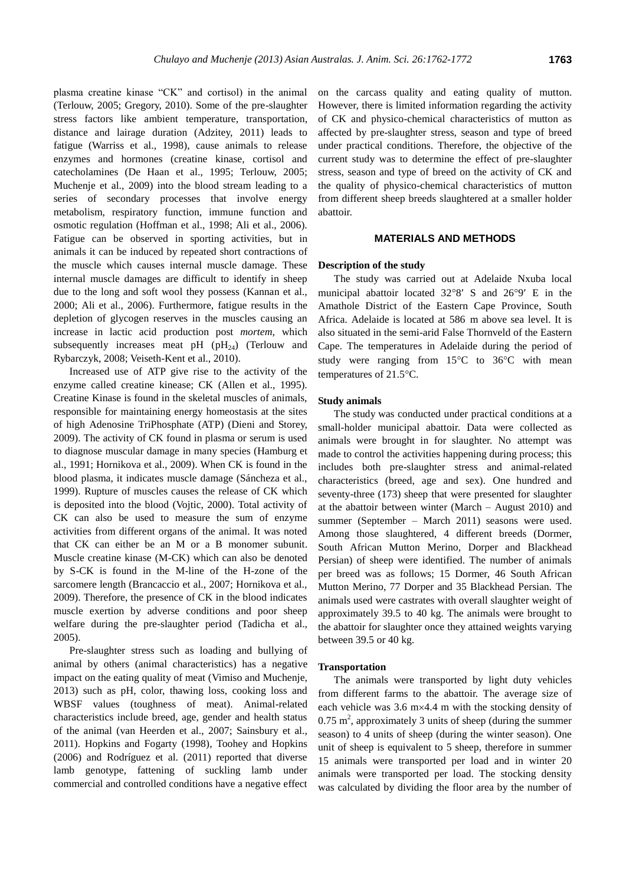plasma creatine kinase "CK" and cortisol) in the animal (Terlouw, 2005; Gregory, 2010). Some of the pre-slaughter stress factors like ambient temperature, transportation, distance and lairage duration (Adzitey, 2011) leads to fatigue (Warriss et al., 1998), cause animals to release enzymes and hormones (creatine kinase, cortisol and catecholamines (De Haan et al., 1995; Terlouw, 2005; Muchenje et al., 2009) into the blood stream leading to a series of secondary processes that involve energy metabolism, respiratory function, immune function and osmotic regulation (Hoffman et al., 1998; Ali et al., 2006). Fatigue can be observed in sporting activities, but in animals it can be induced by repeated short contractions of the muscle which causes internal muscle damage. These internal muscle damages are difficult to identify in sheep due to the long and soft wool they possess (Kannan et al., 2000; Ali et al., 2006). Furthermore, fatigue results in the depletion of glycogen reserves in the muscles causing an increase in lactic acid production post *mortem*, which subsequently increases meat pH ($pH_{24}$) (Terlouw and Rybarczyk, 2008; Veiseth-Kent et al., 2010).

Increased use of ATP give rise to the activity of the enzyme called creatine kinease; CK (Allen et al., 1995). Creatine Kinase is found in the skeletal muscles of animals, responsible for maintaining energy homeostasis at the sites of high Adenosine TriPhosphate (ATP) (Dieni and Storey, 2009). The activity of CK found in plasma or serum is used to diagnose muscular damage in many species (Hamburg et al., 1991; Hornikova et al., 2009). When CK is found in the blood plasma, it indicates muscle damage (Sánceza et al., 1999). Rupture of muscles causes the release of CK which is deposited into the blood (Vojtic, 2000). Total activity of CK can also be used to measure the sum of enzyme activities from different organs of the animal. It was noted that CK can either be an M or a B monomer subunit. Muscle creatine kinase (M-CK) which can also be denoted by S-CK is found in the M-line of the H-zone of the sarcomere length (Brancaccio et al., 2007; Hornikova et al., 2009). Therefore, the presence of CK in the blood indicates muscle exertion by adverse conditions and poor sheep welfare during the pre-slaughter period (Tadicha et al., 2005).

Pre-slaughter stress such as loading and bullying of animal by others (animal characteristics) has a negative impact on the eating quality of meat (Vimiso and Muchenje, 2013) such as pH, color, thawing loss, cooking loss and WBSF values (toughness of meat). Animal-related characteristics include breed, age, gender and health status of the animal (van Heerden et al., 2007; Sainsbury et al., 2011). Hopkins and Fogarty (1998), Toohey and Hopkins (2006) and Rodríguez et al. (2011) reported that diverse lamb genotype, fattening of suckling lamb under commercial and controlled conditions have a negative effect on the carcass quality and eating quality of mutton. However, there is limited information regarding the activity of CK and physico-chemical characteristics of mutton as affected by pre-slaughter stress, season and type of breed under practical conditions. Therefore, the objective of the current study was to determine the effect of pre-slaughter stress, season and type of breed on the activity of CK and the quality of physico-chemical characteristics of mutton from different sheep breeds slaughtered at a smaller holder abattoir.

## MATERIALS AND METHODS

### Description of the study

The study was carried out at Adelaide Nxuba local municipal abattoir located 32°8′ S and 26°9′ E in the Amathole District of the Eastern Cape Province, South Africa. Adelaide is located at 586 m above sea level. It is also situated in the semi-arid False Thornveld of the Eastern Cape. The temperatures in Adelaide during the period of study were ranging from 15°C to 36°C with mean temperatures of 21.5°C.

### Study animals

The study was conducted under practical conditions at a small-holder municipal abattoir. Data were collected as animals were brought in for slaughter. No attempt was made to control the activities happening during process; this includes both pre-slaughter stress and animal-related characteristics (breed, age and sex). One hundred and seventy-three (173) sheep that were presented for slaughter at the abattoir between winter (March – August 2010) and summer (September – March 2011) seasons were used. Among those slaughtered, 4 different breeds (Dormer, South African Mutton Merino, Dorper and Blackhead Persian) of sheep were identified. The number of animals per breed was as follows; 15 Dormer, 46 South African Mutton Merino, 77 Dorper and 35 Blackhead Persian. The animals used were castrates with overall slaughter weight of approximately 39.5 to 40 kg. The animals were brought to the abattoir for slaughter once they attained weights varying between 39.5 or 40 kg.

### Transportation

The animals were transported by light duty vehicles from different farms to the abattoir. The average size of each vehicle was 3.6 m×4.4 m with the stocking density of 0.75 $m^2$, approximately 3 units of sheep (during the summer season) to 4 units of sheep (during the winter season). One unit of sheep is equivalent to 5 sheep, therefore in summer 15 animals were transported per load and in winter 20 animals were transported per load. The stocking density was calculated by dividing the floor area by the number of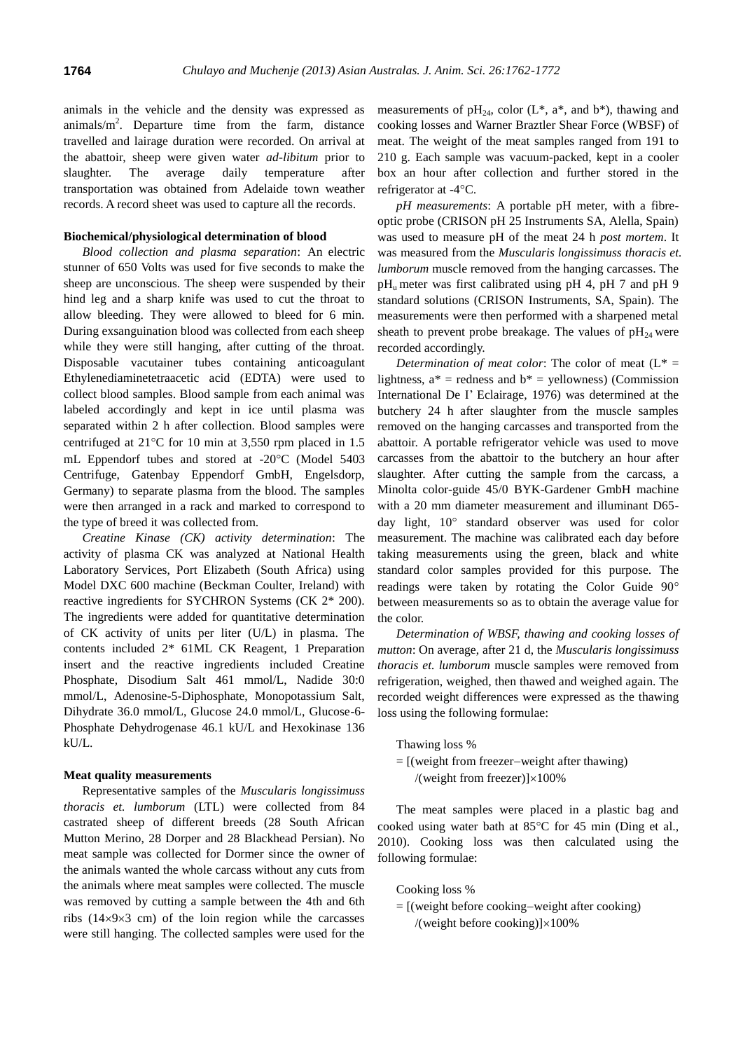animals in the vehicle and the density was expressed as animals/$m^2$. Departure time from the farm, distance travelled and lairage duration were recorded. On arrival at the abattoir, sheep were given water *ad-libitum* prior to slaughter. The average daily temperature after transportation was obtained from Adelaide town weather records. A record sheet was used to capture all the records.

#### Biochemical/physiological determination of blood

*Blood collection and plasma separation*: An electric stunner of 650 Volts was used for five seconds to make the sheep are unconscious. The sheep were suspended by their hind leg and a sharp knife was used to cut the throat to allow bleeding. They were allowed to bleed for 6 min. During exsanguination blood was collected from each sheep while they were still hanging, after cutting of the throat. Disposable vacutainer tubes containing anticoagulant Ethylenediaminetetraacetic acid (EDTA) were used to collect blood samples. Blood sample from each animal was labeled accordingly and kept in ice until plasma was separated within 2 h after collection. Blood samples were centrifuged at 21°C for 10 min at 3,550 rpm placed in 1.5 mL Eppendorf tubes and stored at -20°C (Model 5403 Centrifuge, Gatenbay Eppendorf GmbH, Engelsdorp, Germany) to separate plasma from the blood. The samples were then arranged in a rack and marked to correspond to the type of breed it was collected from.

*Creatine Kinase (CK) activity determination*: The activity of plasma CK was analyzed at National Health Laboratory Services, Port Elizabeth (South Africa) using Model DXC 600 machine (Beckman Coulter, Ireland) with reactive ingredients for SYCHRON Systems (CK 2* 200). The ingredients were added for quantitative determination of CK activity of units per liter (U/L) in plasma. The contents included 2* 61ML CK Reagent, 1 Preparation insert and the reactive ingredients included Creatine Phosphate, Disodium Salt 461 mmol/L, Nadide 30:0 mmol/L, Adenosine-5-Diphosphate, Monopotassium Salt, Dihydrate 36.0 mmol/L, Glucose 24.0 mmol/L, Glucose-6-Phosphate Dehydrogenase 46.1 kU/L and Hexokinase 136 kU/L.

#### Meat quality measurements

Representative samples of the *Muscularis longissimuss thoracis et. lumborum* (LTL) were collected from 84 castrated sheep of different breeds (28 South African Mutton Merino, 28 Dorper and 28 Blackhead Persian). No meat sample was collected for Dormer since the owner of the animals wanted the whole carcass without any cuts from the animals where meat samples were collected. The muscle was removed by cutting a sample between the 4th and 6th ribs (14×9×3 cm) of the loin region while the carcasses were still hanging. The collected samples were used for the measurements of $pH_{24}$, color (L*, a*, and b*), thawing and cooking losses and Warner Braztler Shear Force (WBSF) of meat. The weight of the meat samples ranged from 191 to 210 g. Each sample was vacuum-packed, kept in a cooler box an hour after collection and further stored in the refrigerator at -4°C.

*pH measurements*: A portable pH meter, with a fibre-optic probe (CRISON pH 25 Instruments SA, Alella, Spain) was used to measure pH of the meat 24 h *post mortem*. It was measured from the *Muscularis longissimuss thoracis et. lumborum* muscle removed from the hanging carcasses. The $pH_u$ meter was first calibrated using pH 4, pH 7 and pH 9 standard solutions (CRISON Instruments, SA, Spain). The measurements were then performed with a sharpened metal sheath to prevent probe breakage. The values of $pH_{24}$ were recorded accordingly.

*Determination of meat color*: The color of meat (L* = lightness, a* = redness and b* = yellowness) (Commission International De I' Eclairage, 1976) was determined at the butchery 24 h after slaughter from the muscle samples removed on the hanging carcasses and transported from the abattoir. A portable refrigerator vehicle was used to move carcasses from the abattoir to the butchery an hour after slaughter. After cutting the sample from the carcass, a Minolta color-guide 45/0 BYK-Gardener GmbH machine with a 20 mm diameter measurement and illuminant D65-day light, 10° standard observer was used for color measurement. The machine was calibrated each day before taking measurements using the green, black and white standard color samples provided for this purpose. The readings were taken by rotating the Color Guide 90° between measurements so as to obtain the average value for the color.

*Determination of WBSF, thawing and cooking losses of mutton*: On average, after 21 d, the *Muscularis longissimuss thoracis et. lumborum* muscle samples were removed from refrigeration, weighed, then thawed and weighed again. The recorded weight differences were expressed as the thawing loss using the following formulae:

$$\text{Thawing loss \%} = [(\text{weight from freezer} - \text{weight after thawing}) / (\text{weight from freezer})] \times 100\%$$

The meat samples were placed in a plastic bag and cooked using water bath at 85°C for 45 min (Ding et al., 2010). Cooking loss was then calculated using the following formulae:

$$\text{Cooking loss \%} = [(\text{weight before cooking} - \text{weight after cooking}) / (\text{weight before cooking})] \times 100\%$$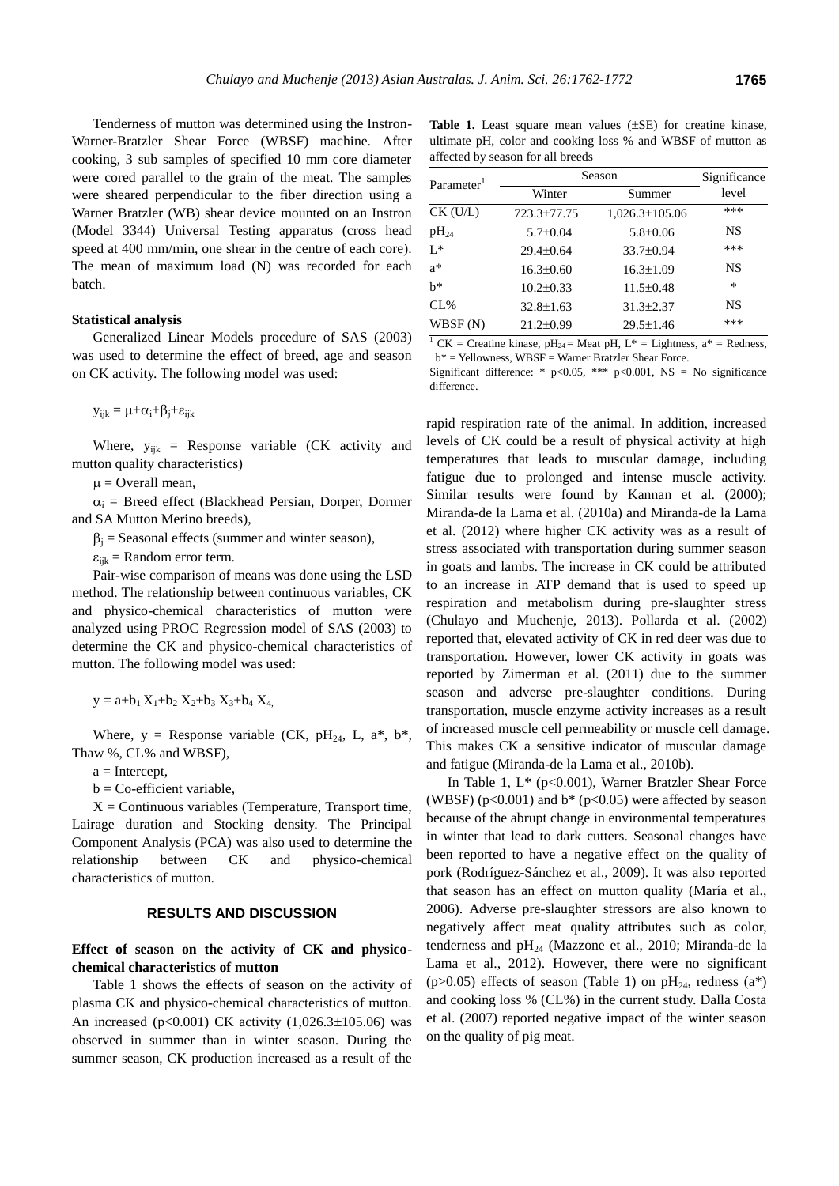Tenderness of mutton was determined using the Instron-Warner-Bratzler Shear Force (WBSF) machine. After cooking, 3 sub samples of specified 10 mm core diameter were cored parallel to the grain of the meat. The samples were sheared perpendicular to the fiber direction using a Warner Bratzler (WB) shear device mounted on an Instron (Model 3344) Universal Testing apparatus (cross head speed at 400 mm/min, one shear in the centre of each core). The mean of maximum load (N) was recorded for each batch.

### Statistical analysis

Generalized Linear Models procedure of SAS (2003) was used to determine the effect of breed, age and season on CK activity. The following model was used:

$$y_{ijk} = \mu+\alpha_i+\beta_j+\varepsilon_{ijk}$$

Where, $y_{ijk}$ = Response variable (CK activity and mutton quality characteristics)

$\mu$ = Overall mean,

$\alpha_i$ = Breed effect (Blackhead Persian, Dorper, Dormer and SA Mutton Merino breeds),

$\beta_j$ = Seasonal effects (summer and winter season),

$\varepsilon_{ijk}$ = Random error term.

Pair-wise comparison of means was done using the LSD method. The relationship between continuous variables, CK and physico-chemical characteristics of mutton were analyzed using PROC Regression model of SAS (2003) to determine the CK and physico-chemical characteristics of mutton. The following model was used:

$$y = a+b_1 X_1+b_2 X_2+b_3 X_3+b_4 X_4,$$

Where, y = Response variable (CK, $pH_{24}$, L, a*, b*, Thaw %, CL% and WBSF),

a = Intercept,

b = Co-efficient variable,

X = Continuous variables (Temperature, Transport time, Lairage duration and Stocking density. The Principal Component Analysis (PCA) was also used to determine the relationship between CK and physico-chemical characteristics of mutton.

## RESULTS AND DISCUSSION

### Effect of season on the activity of CK and physico-chemical characteristics of mutton

Table 1 shows the effects of season on the activity of plasma CK and physico-chemical characteristics of mutton. An increased ($p<0.001$) CK activity (1,026.3±105.06) was observed in summer than in winter season. During the summer season, CK production increased as a result of the rapid respiration rate of the animal. In addition, increased levels of CK could be a result of physical activity at high temperatures that leads to muscular damage, including fatigue due to prolonged and intense muscle activity. Similar results were found by Kannan et al. (2000); Miranda-de la Lama et al. (2010a) and Miranda-de la Lama et al. (2012) where higher CK activity was as a result of stress associated with transportation during summer season in goats and lambs. The increase in CK could be attributed to an increase in ATP demand that is used to speed up respiration and metabolism during pre-slaughter stress (Chulayo and Muchenje, 2013). Pollarda et al. (2002) reported that, elevated activity of CK in red deer was due to transportation. However, lower CK activity in goats was reported by Zimerman et al. (2011) due to the summer season and adverse pre-slaughter conditions. During transportation, muscle enzyme activity increases as a result of increased muscle cell permeability or muscle cell damage. This makes CK a sensitive indicator of muscular damage and fatigue (Miranda-de la Lama et al., 2010b).

**Table 1.** Least square mean values (±SE) for creatine kinase, ultimate pH, color and cooking loss % and WBSF of mutton as affected by season for all breeds

| Parameter[1] | Season | | Significance level |
|---|---|---|---|
| | Winter | Summer | |
| CK (U/L) | 723.3±77.75 | 1,026.3±105.06 | *** |
| $pH_{24}$ | 5.7±0.04 | 5.8±0.06 | NS |
| L* | 29.4±0.64 | 33.7±0.94 | *** |
| a* | 16.3±0.60 | 16.3±1.09 | NS |
| b* | 10.2±0.33 | 11.5±0.48 | * |
| CL% | 32.8±1.63 | 31.3±2.37 | NS |
| WBSF (N) | 21.2±0.99 | 29.5±1.46 | *** |

[1] CK = Creatine kinase, $pH_{24}$ = Meat pH, L* = Lightness, a* = Redness, b* = Yellowness, WBSF = Warner Bratzler Shear Force.

Significant difference: * $p<0.05$, *** $p<0.001$, NS = No significance difference.

In Table 1, L* ($p<0.001$), Warner Bratzler Shear Force (WBSF) ($p<0.001$) and b* ($p<0.05$) were affected by season because of the abrupt change in environmental temperatures in winter that lead to dark cutters. Seasonal changes have been reported to have a negative effect on the quality of pork (Rodríguez-Sánchez et al., 2009). It was also reported that season has an effect on mutton quality (María et al., 2006). Adverse pre-slaughter stressors are also known to negatively affect meat quality attributes such as color, tenderness and $pH_{24}$ (Mazzone et al., 2010; Miranda-de la Lama et al., 2012). However, there were no significant ($p>0.05$) effects of season (Table 1) on $pH_{24}$, redness (a*) and cooking loss % (CL%) in the current study. Dalla Costa et al. (2007) reported negative impact of the winter season on the quality of pig meat.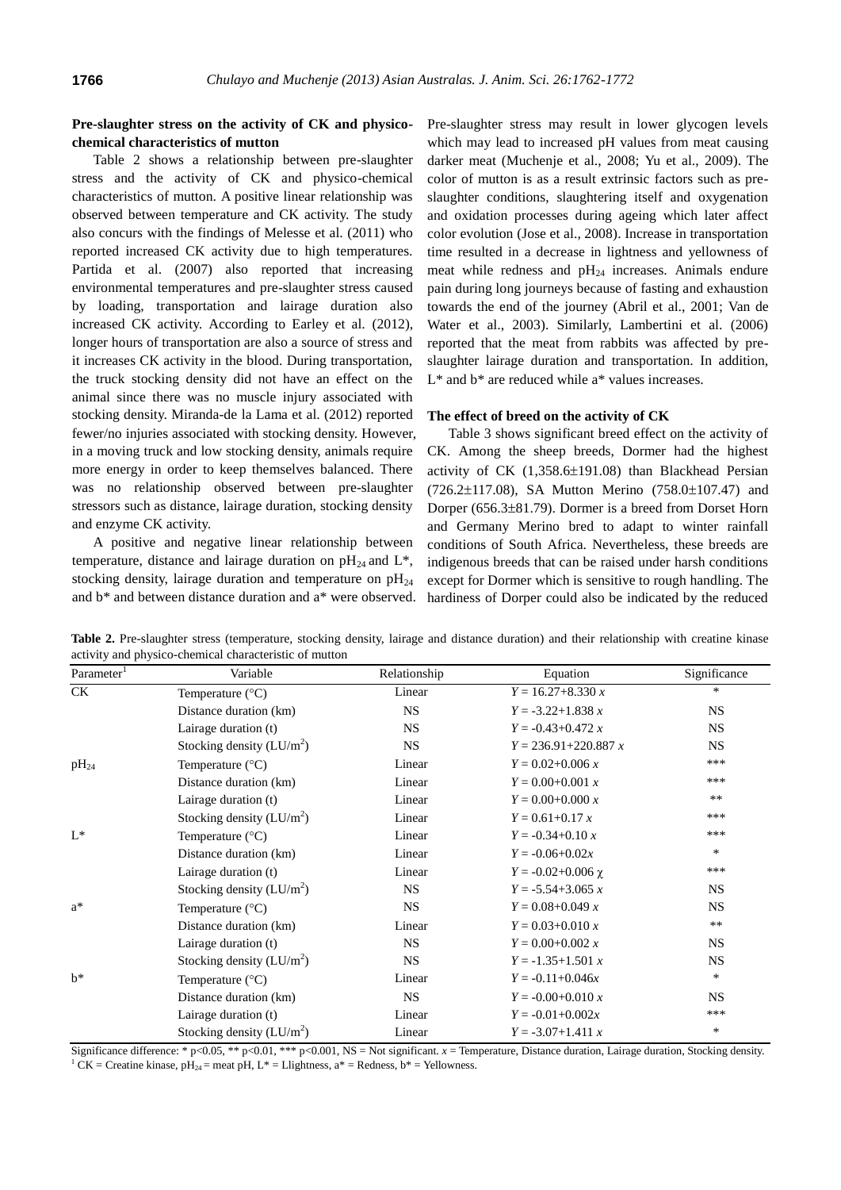### Pre-slaughter stress on the activity of CK and physico-chemical characteristics of mutton

Table 2 shows a relationship between pre-slaughter stress and the activity of CK and physico-chemical characteristics of mutton. A positive linear relationship was observed between temperature and CK activity. The study also concurs with the findings of Melesse et al. (2011) who reported increased CK activity due to high temperatures. Partida et al. (2007) also reported that increasing environmental temperatures and pre-slaughter stress caused by loading, transportation and lairage duration also increased CK activity. According to Earley et al. (2012), longer hours of transportation are also a source of stress and it increases CK activity in the blood. During transportation, the truck stocking density did not have an effect on the animal since there was no muscle injury associated with stocking density. Miranda-de la Lama et al. (2012) reported fewer/no injuries associated with stocking density. However, in a moving truck and low stocking density, animals require more energy in order to keep themselves balanced. There was no relationship observed between pre-slaughter stressors such as distance, lairage duration, stocking density and enzyme CK activity.

A positive and negative linear relationship between temperature, distance and lairage duration on $pH_{24}$ and L*, stocking density, lairage duration and temperature on $pH_{24}$ and b* and between distance duration and a* were observed. Pre-slaughter stress may result in lower glycogen levels which may lead to increased pH values from meat causing darker meat (Muchenje et al., 2008; Yu et al., 2009). The color of mutton is as a result extrinsic factors such as pre-slaughter conditions, slaughtering itself and oxygenation and oxidation processes during ageing which later affect color evolution (Jose et al., 2008). Increase in transportation time resulted in a decrease in lightness and yellowness of meat while redness and $pH_{24}$ increases. Animals endure pain during long journeys because of fasting and exhaustion towards the end of the journey (Abril et al., 2001; Van de Water et al., 2003). Similarly, Lambertini et al. (2006) reported that the meat from rabbits was affected by pre-slaughter lairage duration and transportation. In addition, L* and b* are reduced while a* values increases.

### The effect of breed on the activity of CK

Table 3 shows significant breed effect on the activity of CK. Among the sheep breeds, Dormer had the highest activity of CK (1,358.6±191.08) than Blackhead Persian (726.2±117.08), SA Mutton Merino (758.0±107.47) and Dorper (656.3±81.79). Dormer is a breed from Dorset Horn and Germany Merino bred to adapt to winter rainfall conditions of South Africa. Nevertheless, these breeds are indigenous breeds that can be raised under harsh conditions except for Dormer which is sensitive to rough handling. The hardiness of Dorper could also be indicated by the reduced

**Table 2.** Pre-slaughter stress (temperature, stocking density, lairage and distance duration) and their relationship with creatine kinase activity and physico-chemical characteristic of mutton

| Parameter[1] | Variable | Relationship | Equation | Significance |
|---|---|---|---|---|
| CK | Temperature (°C) | Linear | $Y = 16.27+8.330\,x$ | * |
| | Distance duration (km) | NS | $Y = -3.22+1.838\,x$ | NS |
| | Lairage duration (t) | NS | $Y = -0.43+0.472\,x$ | NS |
| | Stocking density ($LU/m^2$) | NS | $Y = 236.91+220.887\,x$ | NS |
| $pH_{24}$ | Temperature (°C) | Linear | $Y = 0.02+0.006\,x$ | *** |
| | Distance duration (km) | Linear | $Y = 0.00+0.001\,x$ | *** |
| | Lairage duration (t) | Linear | $Y = 0.00+0.000\,x$ | ** |
| | Stocking density ($LU/m^2$) | Linear | $Y = 0.61+0.17\,x$ | *** |
| L* | Temperature (°C) | Linear | $Y = -0.34+0.10\,x$ | *** |
| | Distance duration (km) | Linear | $Y = -0.06+0.02x$ | * |
| | Lairage duration (t) | Linear | $Y = -0.02+0.006\,\chi$ | *** |
| | Stocking density ($LU/m^2$) | NS | $Y = -5.54+3.065\,x$ | NS |
| a* | Temperature (°C) | NS | $Y = 0.08+0.049\,x$ | NS |
| | Distance duration (km) | Linear | $Y = 0.03+0.010\,x$ | ** |
| | Lairage duration (t) | NS | $Y = 0.00+0.002\,x$ | NS |
| | Stocking density ($LU/m^2$) | NS | $Y = -1.35+1.501\,x$ | NS |
| b* | Temperature (°C) | Linear | $Y = -0.11+0.046x$ | * |
| | Distance duration (km) | NS | $Y = -0.00+0.010\,x$ | NS |
| | Lairage duration (t) | Linear | $Y = -0.01+0.002x$ | *** |
| | Stocking density ($LU/m^2$) | Linear | $Y = -3.07+1.411\,x$ | * |

Significance difference: * p<0.05, ** p<0.01, *** p<0.001, NS = Not significant. *x* = Temperature, Distance duration, Lairage duration, Stocking density.
[1] CK = Creatine kinase, $pH_{24}$ = meat pH, L* = Llightness, a* = Redness, b* = Yellowness.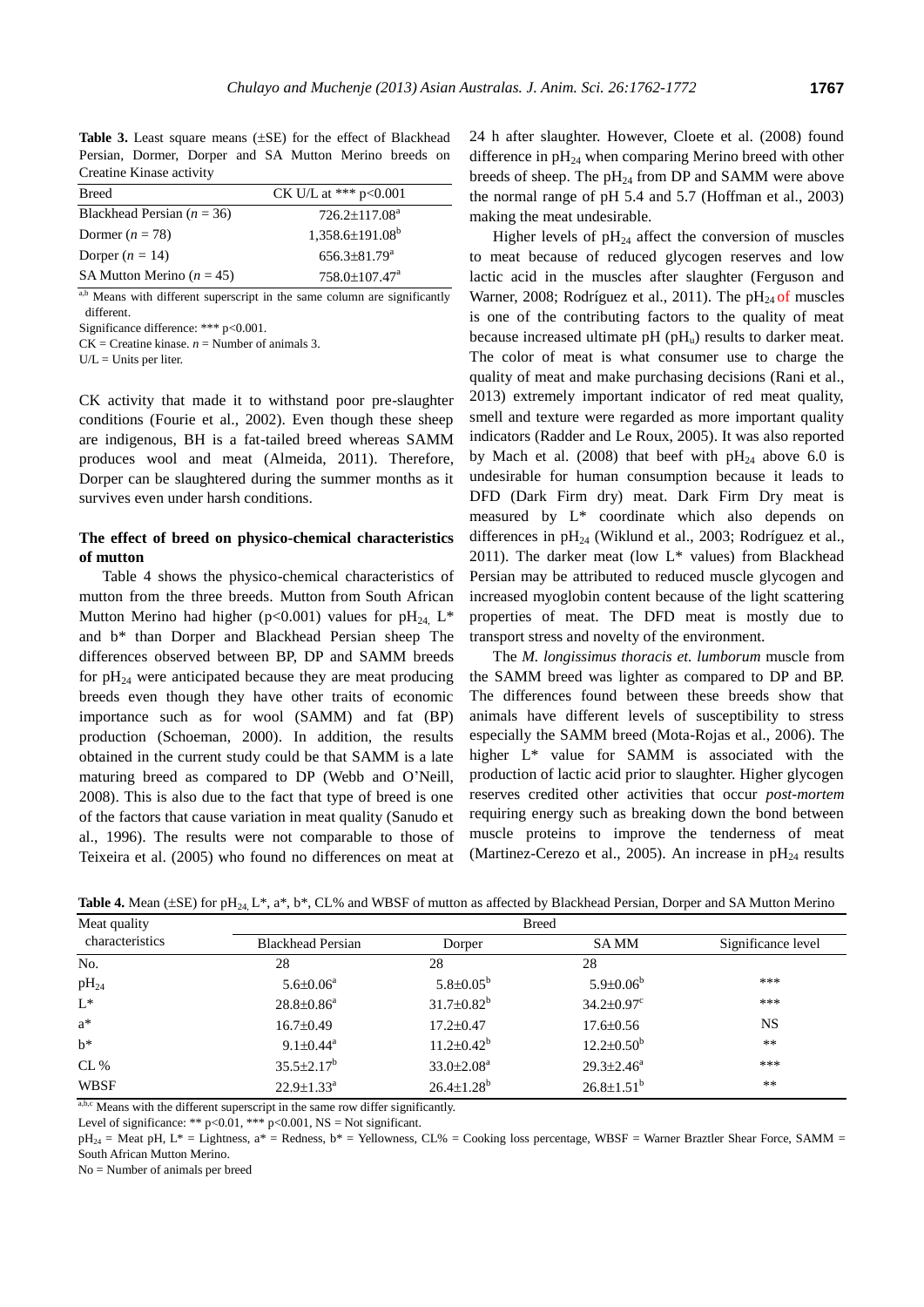**Table 3.** Least square means (±SE) for the effect of Blackhead Persian, Dormer, Dorper and SA Mutton Merino breeds on Creatine Kinase activity

| Breed | CK U/L at *** p<0.001 |
|---|---|
| Blackhead Persian ($n$ = 36) | 726.2±117.08[a] |
| Dormer ($n$ = 78) | 1,358.6±191.08[b] |
| Dorper ($n$ = 14) | 656.3±81.79[a] |
| SA Mutton Merino ($n$ = 45) | 758.0±107.47[a] |

[a,b] Means with different superscript in the same column are significantly different.

Significance difference: *** p<0.001.

CK = Creatine kinase. $n$ = Number of animals 3.

U/L = Units per liter.

CK activity that made it to withstand poor pre-slaughter conditions (Fourie et al., 2002). Even though these sheep are indigenous, BH is a fat-tailed breed whereas SAMM produces wool and meat (Almeida, 2011). Therefore, Dorper can be slaughtered during the summer months as it survives even under harsh conditions.

## The effect of breed on physico-chemical characteristics of mutton

Table 4 shows the physico-chemical characteristics of mutton from the three breeds. Mutton from South African Mutton Merino had higher (p<0.001) values for $pH_{24}$, L* and b* than Dorper and Blackhead Persian sheep The differences observed between BP, DP and SAMM breeds for $pH_{24}$ were anticipated because they are meat producing breeds even though they have other traits of economic importance such as for wool (SAMM) and fat (BP) production (Schoeman, 2000). In addition, the results obtained in the current study could be that SAMM is a late maturing breed as compared to DP (Webb and O'Neill, 2008). This is also due to the fact that type of breed is one of the factors that cause variation in meat quality (Sanudo et al., 1996). The results were not comparable to those of Teixeira et al. (2005) who found no differences on meat at 24 h after slaughter. However, Cloete et al. (2008) found difference in $pH_{24}$ when comparing Merino breed with other breeds of sheep. The $pH_{24}$ from DP and SAMM were above the normal range of pH 5.4 and 5.7 (Hoffman et al., 2003) making the meat undesirable.

Higher levels of $pH_{24}$ affect the conversion of muscles to meat because of reduced glycogen reserves and low lactic acid in the muscles after slaughter (Ferguson and Warner, 2008; Rodríguez et al., 2011). The $pH_{24}$ of muscles is one of the contributing factors to the quality of meat because increased ultimate pH ($pH_u$) results to darker meat. The color of meat is what consumer use to charge the quality of meat and make purchasing decisions (Rani et al., 2013) extremely important indicator of red meat quality, smell and texture were regarded as more important quality indicators (Radder and Le Roux, 2005). It was also reported by Mach et al. (2008) that beef with $pH_{24}$ above 6.0 is undesirable for human consumption because it leads to DFD (Dark Firm dry) meat. Dark Firm Dry meat is measured by L* coordinate which also depends on differences in $pH_{24}$ (Wiklund et al., 2003; Rodríguez et al., 2011). The darker meat (low L* values) from Blackhead Persian may be attributed to reduced muscle glycogen and increased myoglobin content because of the light scattering properties of meat. The DFD meat is mostly due to transport stress and novelty of the environment.

The *M. longissimus thoracis et. lumborum* muscle from the SAMM breed was lighter as compared to DP and BP. The differences found between these breeds show that animals have different levels of susceptibility to stress especially the SAMM breed (Mota-Rojas et al., 2006). The higher L* value for SAMM is associated with the production of lactic acid prior to slaughter. Higher glycogen reserves credited other activities that occur *post-mortem* requiring energy such as breaking down the bond between muscle proteins to improve the tenderness of meat (Martinez-Cerezo et al., 2005). An increase in $pH_{24}$ results

**Table 4.** Mean (±SE) for $pH_{24}$, L*, a*, b*, CL% and WBSF of mutton as affected by Blackhead Persian, Dorper and SA Mutton Merino

| Meat quality characteristics | Breed | | | |
|---|---|---|---|---|
| | Blackhead Persian | Dorper | SA MM | Significance level |
| No. | 28 | 28 | 28 | |
| $pH_{24}$ | 5.6±0.06[a] | 5.8±0.05[b] | 5.9±0.06[b] | *** |
| L* | 28.8±0.86[a] | 31.7±0.82[b] | 34.2±0.97[c] | *** |
| a* | 16.7±0.49 | 17.2±0.47 | 17.6±0.56 | NS |
| b* | 9.1±0.44[a] | 11.2±0.42[b] | 12.2±0.50[b] | ** |
| CL % | 35.5±2.17[b] | 33.0±2.08[a] | 29.3±2.46[a] | *** |
| WBSF | 22.9±1.33[a] | 26.4±1.28[b] | 26.8±1.51[b] | ** |

[a,b,c] Means with the different superscript in the same row differ significantly.

Level of significance: ** p<0.01, *** p<0.001, NS = Not significant.

$pH_{24}$ = Meat pH, L* = Lightness, a* = Redness, b* = Yellowness, CL% = Cooking loss percentage, WBSF = Warner Braztler Shear Force, SAMM = South African Mutton Merino.

No = Number of animals per breed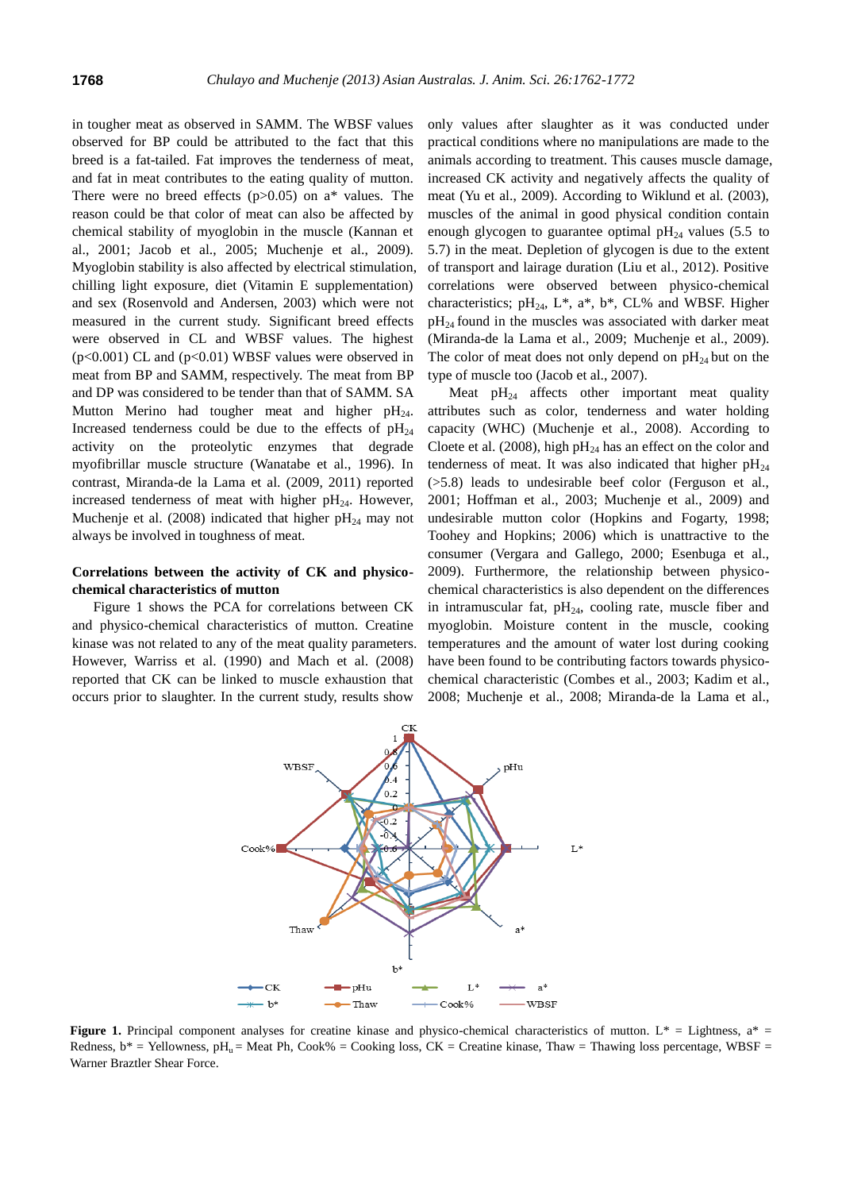in tougher meat as observed in SAMM. The WBSF values observed for BP could be attributed to the fact that this breed is a fat-tailed. Fat improves the tenderness of meat, and fat in meat contributes to the eating quality of mutton. There were no breed effects ($p>0.05$) on a* values. The reason could be that color of meat can also be affected by chemical stability of myoglobin in the muscle (Kannan et al., 2001; Jacob et al., 2005; Muchenje et al., 2009). Myoglobin stability is also affected by electrical stimulation, chilling light exposure, diet (Vitamin E supplementation) and sex (Rosenvold and Andersen, 2003) which were not measured in the current study. Significant breed effects were observed in CL and WBSF values. The highest ($p<0.001$) CL and ($p<0.01$) WBSF values were observed in meat from BP and SAMM, respectively. The meat from BP and DP was considered to be tender than that of SAMM. SA Mutton Merino had tougher meat and higher $pH_{24}$. Increased tenderness could be due to the effects of $pH_{24}$ activity on the proteolytic enzymes that degrade myofibrillar muscle structure (Wanatabe et al., 1996). In contrast, Miranda-de la Lama et al. (2009, 2011) reported increased tenderness of meat with higher $pH_{24}$. However, Muchenje et al. (2008) indicated that higher $pH_{24}$ may not always be involved in toughness of meat.

**Correlations between the activity of CK and physico-chemical characteristics of mutton**

Figure 1 shows the PCA for correlations between CK and physico-chemical characteristics of mutton. Creatine kinase was not related to any of the meat quality parameters. However, Warriss et al. (1990) and Mach et al. (2008) reported that CK can be linked to muscle exhaustion that occurs prior to slaughter. In the current study, results show only values after slaughter as it was conducted under practical conditions where no manipulations are made to the animals according to treatment. This causes muscle damage, increased CK activity and negatively affects the quality of meat (Yu et al., 2009). According to Wiklund et al. (2003), muscles of the animal in good physical condition contain enough glycogen to guarantee optimal $pH_{24}$ values (5.5 to 5.7) in the meat. Depletion of glycogen is due to the extent of transport and lairage duration (Liu et al., 2012). Positive correlations were observed between physico-chemical characteristics; $pH_{24}$, L*, a*, b*, CL% and WBSF. Higher $pH_{24}$ found in the muscles was associated with darker meat (Miranda-de la Lama et al., 2009; Muchenje et al., 2009). The color of meat does not only depend on $pH_{24}$ but on the type of muscle too (Jacob et al., 2007).

Meat $pH_{24}$ affects other important meat quality attributes such as color, tenderness and water holding capacity (WHC) (Muchenje et al., 2008). According to Cloete et al. (2008), high $pH_{24}$ has an effect on the color and tenderness of meat. It was also indicated that higher $pH_{24}$ (>5.8) leads to undesirable beef color (Ferguson et al., 2001; Hoffman et al., 2003; Muchenje et al., 2009) and undesirable mutton color (Hopkins and Fogarty, 1998; Toohey and Hopkins; 2006) which is unattractive to the consumer (Vergara and Gallego, 2000; Esenbuga et al., 2009). Furthermore, the relationship between physico-chemical characteristics is also dependent on the differences in intramuscular fat, $pH_{24}$, cooling rate, muscle fiber and myoglobin. Moisture content in the muscle, cooking temperatures and the amount of water lost during cooking have been found to be contributing factors towards physico-chemical characteristic (Combes et al., 2003; Kadim et al., 2008; Muchenje et al., 2008; Miranda-de la Lama et al.,

**Figure 1.** Principal component analyses for creatine kinase and physico-chemical characteristics of mutton. L* = Lightness, a* = Redness, b* = Yellowness, $pH_u$ = Meat Ph, Cook% = Cooking loss, CK = Creatine kinase, Thaw = Thawing loss percentage, WBSF = Warner Braztler Shear Force.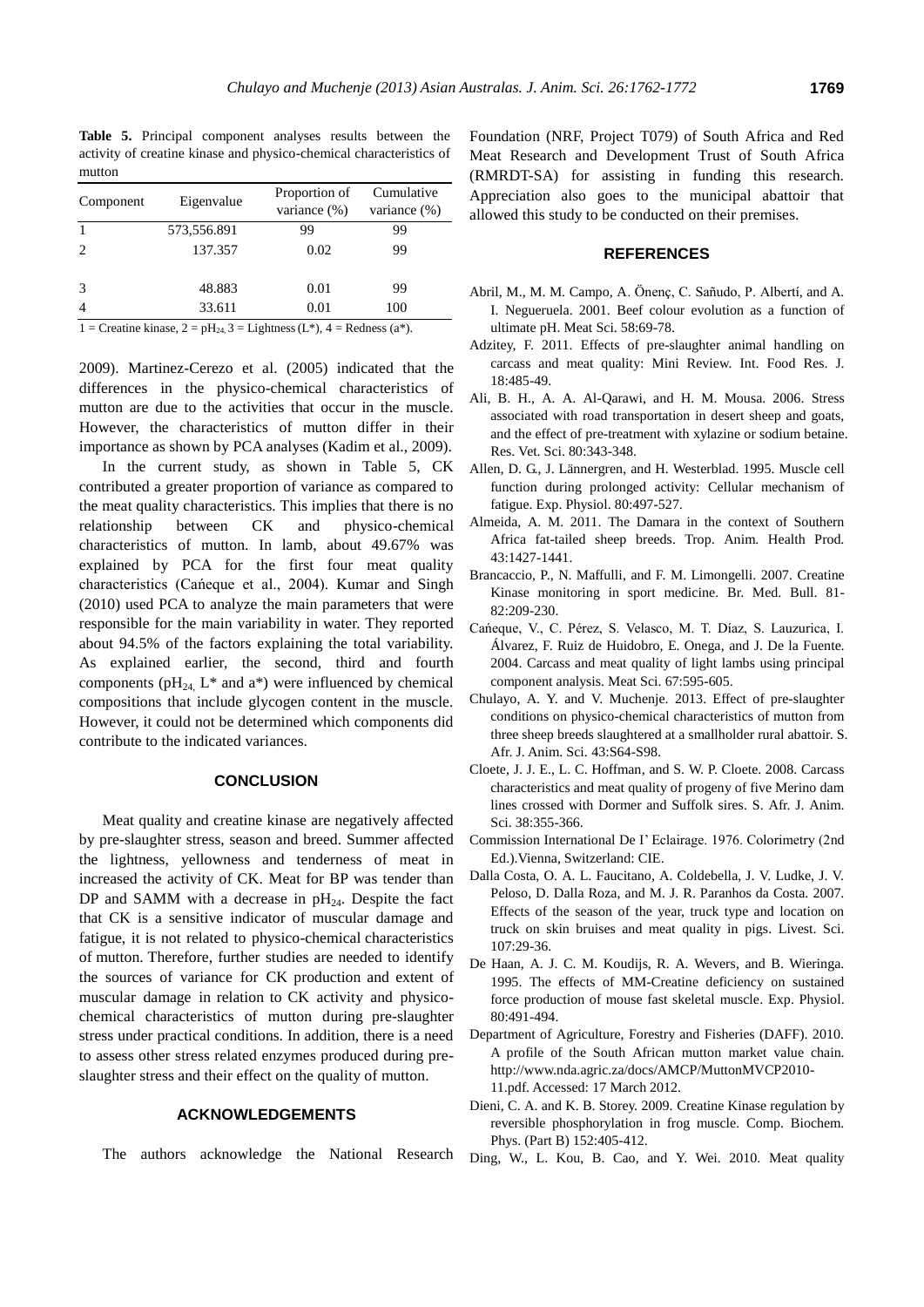**Table 5.** Principal component analyses results between the activity of creatine kinase and physico-chemical characteristics of mutton

| Component | Eigenvalue | Proportion of variance (%) | Cumulative variance (%) |
|---|---|---|---|
| 1 | 573,556.891 | 99 | 99 |
| 2 | 137.357 | 0.02 | 99 |
| 3 | 48.883 | 0.01 | 99 |
| 4 | 33.611 | 0.01 | 100 |

1 = Creatine kinase, 2 = $pH_{24}$, 3 = Lightness (L*), 4 = Redness (a*).

2009). Martinez-Cerezo et al. (2005) indicated that the differences in the physico-chemical characteristics of mutton are due to the activities that occur in the muscle. However, the characteristics of mutton differ in their importance as shown by PCA analyses (Kadim et al., 2009).

In the current study, as shown in Table 5, CK contributed a greater proportion of variance as compared to the meat quality characteristics. This implies that there is no relationship between CK and physico-chemical characteristics of mutton. In lamb, about 49.67% was explained by PCA for the first four meat quality characteristics (Cańeque et al., 2004). Kumar and Singh (2010) used PCA to analyze the main parameters that were responsible for the main variability in water. They reported about 94.5% of the factors explaining the total variability. As explained earlier, the second, third and fourth components ($pH_{24}$, L* and a*) were influenced by chemical compositions that include glycogen content in the muscle. However, it could not be determined which components did contribute to the indicated variances.

## CONCLUSION

Meat quality and creatine kinase are negatively affected by pre-slaughter stress, season and breed. Summer affected the lightness, yellowness and tenderness of meat in increased the activity of CK. Meat for BP was tender than DP and SAMM with a decrease in $pH_{24}$. Despite the fact that CK is a sensitive indicator of muscular damage and fatigue, it is not related to physico-chemical characteristics of mutton. Therefore, further studies are needed to identify the sources of variance for CK production and extent of muscular damage in relation to CK activity and physico-chemical characteristics of mutton during pre-slaughter stress under practical conditions. In addition, there is a need to assess other stress related enzymes produced during pre-slaughter stress and their effect on the quality of mutton.

## ACKNOWLEDGEMENTS

The authors acknowledge the National Research Foundation (NRF, Project T079) of South Africa and Red Meat Research and Development Trust of South Africa (RMRDT-SA) for assisting in funding this research. Appreciation also goes to the municipal abattoir that allowed this study to be conducted on their premises.

## REFERENCES

Abril, M., M. M. Campo, A. Önenç, C. Sañudo, P. Albertí, and A. I. Negueruela. 2001. Beef colour evolution as a function of ultimate pH. Meat Sci. 58:69-78.

Adzitey, F. 2011. Effects of pre-slaughter animal handling on carcass and meat quality: Mini Review. Int. Food Res. J. 18:485-49.

Ali, B. H., A. A. Al-Qarawi, and H. M. Mousa. 2006. Stress associated with road transportation in desert sheep and goats, and the effect of pre-treatment with xylazine or sodium betaine. Res. Vet. Sci. 80:343-348.

Allen, D. G., J. Lännergren, and H. Westerblad. 1995. Muscle cell function during prolonged activity: Cellular mechanism of fatigue. Exp. Physiol. 80:497-527.

Almeida, A. M. 2011. The Damara in the context of Southern Africa fat-tailed sheep breeds. Trop. Anim. Health Prod. 43:1427-1441.

Brancaccio, P., N. Maffulli, and F. M. Limongelli. 2007. Creatine Kinase monitoring in sport medicine. Br. Med. Bull. 81-82:209-230.

Cańeque, V., C. Pérez, S. Velasco, M. T. Díaz, S. Lauzurica, I. Álvarez, F. Ruiz de Huidobro, E. Onega, and J. De la Fuente. 2004. Carcass and meat quality of light lambs using principal component analysis. Meat Sci. 67:595-605.

Chulayo, A. Y. and V. Muchenje. 2013. Effect of pre-slaughter conditions on physico-chemical characteristics of mutton from three sheep breeds slaughtered at a smallholder rural abattoir. S. Afr. J. Anim. Sci. 43:S64-S98.

Cloete, J. J. E., L. C. Hoffman, and S. W. P. Cloete. 2008. Carcass characteristics and meat quality of progeny of five Merino dam lines crossed with Dormer and Suffolk sires. S. Afr. J. Anim. Sci. 38:355-366.

Commission International De I' Eclairage. 1976. Colorimetry (2nd Ed.).Vienna, Switzerland: CIE.

Dalla Costa, O. A. L. Faucitano, A. Coldebella, J. V. Ludke, J. V. Peloso, D. Dalla Roza, and M. J. R. Paranhos da Costa. 2007. Effects of the season of the year, truck type and location on truck on skin bruises and meat quality in pigs. Livest. Sci. 107:29-36.

De Haan, A. J. C. M. Koudijs, R. A. Wevers, and B. Wieringa. 1995. The effects of MM-Creatine deficiency on sustained force production of mouse fast skeletal muscle. Exp. Physiol. 80:491-494.

Department of Agriculture, Forestry and Fisheries (DAFF). 2010. A profile of the South African mutton market value chain. http://www.nda.agric.za/docs/AMCP/MuttonMVCP2010-11.pdf. Accessed: 17 March 2012.

Dieni, C. A. and K. B. Storey. 2009. Creatine Kinase regulation by reversible phosphorylation in frog muscle. Comp. Biochem. Phys. (Part B) 152:405-412.

Ding, W., L. Kou, B. Cao, and Y. Wei. 2010. Meat quality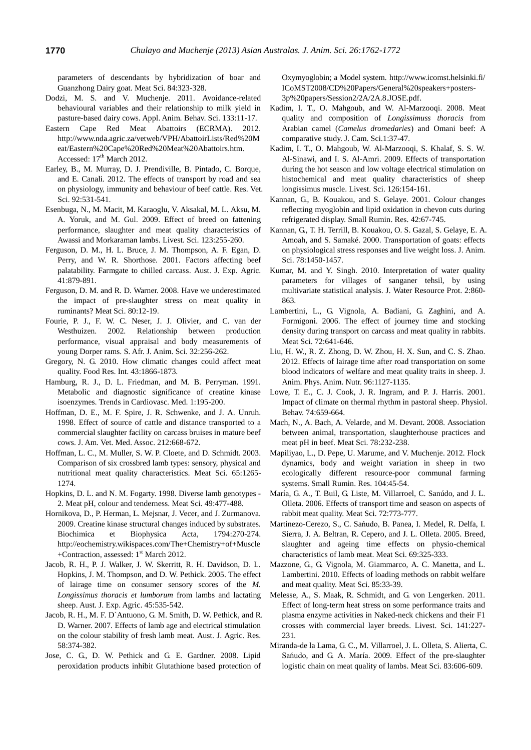parameters of descendants by hybridization of boar and Guanzhong Dairy goat. Meat Sci. 84:323-328.

Dodzi, M. S. and V. Muchenje. 2011. Avoidance-related behavioural variables and their relationship to milk yield in pasture-based dairy cows. Appl. Anim. Behav. Sci. 133:11-17.

Eastern Cape Red Meat Abattoirs (ECRMA). 2012. http://www.nda.agric.za/vetweb/VPH/AbattoirLists/Red%20Meat/Eastern%20Cape%20Red%20Meat%20Abattoirs.htm. Accessed: 17th March 2012.

Earley, B., M. Murray, D. J. Prendiville, B. Pintado, C. Borque, and E. Canali. 2012. The effects of transport by road and sea on physiology, immunity and behaviour of beef cattle. Res. Vet. Sci. 92:531-541.

Esenbuga, N., M. Macit, M. Karaoglu, V. Aksakal, M. L. Aksu, M. A. Yoruk, and M. Gul. 2009. Effect of breed on fattening performance, slaughter and meat quality characteristics of Awassi and Morkaraman lambs. Livest. Sci. 123:255-260.

Ferguson, D. M., H. L. Bruce, J. M. Thompson, A. F. Egan, D. Perry, and W. R. Shorthose. 2001. Factors affecting beef palatability. Farmgate to chilled carcass. Aust. J. Exp. Agric. 41:879-891.

Ferguson, D. M. and R. D. Warner. 2008. Have we underestimated the impact of pre-slaughter stress on meat quality in ruminants? Meat Sci. 80:12-19.

Fourie, P. J., F. W. C. Neser, J. J. Olivier, and C. van der Westhuizen. 2002. Relationship between production performance, visual appraisal and body measurements of young Dorper rams. S. Afr. J. Anim. Sci. 32:256-262.

Gregory, N. G. 2010. How climatic changes could affect meat quality. Food Res. Int. 43:1866-1873.

Hamburg, R. J., D. L. Friedman, and M. B. Perryman. 1991. Metabolic and diagnostic significance of creatine kinase isoenzymes. Trends in Cardiovasc. Med. 1:195-200.

Hoffman, D. E., M. F. Spire, J. R. Schwenke, and J. A. Unruh. 1998. Effect of source of cattle and distance transported to a commercial slaughter facility on carcass bruises in mature beef cows. J. Am. Vet. Med. Assoc. 212:668-672.

Hoffman, L. C., M. Muller, S. W. P. Cloete, and D. Schmidt. 2003. Comparison of six crossbred lamb types: sensory, physical and nutritional meat quality characteristics. Meat Sci. 65:1265-1274.

Hopkins, D. L. and N. M. Fogarty. 1998. Diverse lamb genotypes - 2. Meat pH, colour and tenderness. Meat Sci. 49:477-488.

Hornikova, D., P. Herman, L. Mejsnar, J. Vecer, and J. Zurmanova. 2009. Creatine kinase structural changes induced by substrates. Biochimica et Biophysica Acta, 1794:270-274. http://eochemistry.wikispaces.com/The+Chemistry+of+Muscle+Contraction, assessed: 1st March 2012.

Jacob, R. H., P. J. Walker, J. W. Skerritt, R. H. Davidson, D. L. Hopkins, J. M. Thompson, and D. W. Pethick. 2005. The effect of lairage time on consumer sensory scores of the *M. Longissimus thoracis et lumborum* from lambs and lactating sheep. Aust. J. Exp. Agric. 45:535-542.

Jacob, R. H., M. F. D`Antuono, G. M. Smith, D. W. Pethick, and R. D. Warner. 2007. Effects of lamb age and electrical stimulation on the colour stability of fresh lamb meat. Aust. J. Agric. Res. 58:374-382.

Jose, C. G., D. W. Pethick and G. E. Gardner. 2008. Lipid peroxidation products inhibit Glutathione based protection of Oxymyoglobin; a Model system. http://www.icomst.helsinki.fi/ICoMST2008/CD%20Papers/General%20speakers+posters-3p%20papers/Session2/2A/2A.8.JOSE.pdf.

Kadim, I. T., O. Mahgoub, and W. Al-Marzooqi. 2008. Meat quality and composition of *Longissimuss thoracis* from Arabian camel (*Camelus dromedaries*) and Omani beef: A comparative study. J. Cam. Sci.1:37-47.

Kadim, I. T., O. Mahgoub, W. Al-Marzooqi, S. Khalaf, S. S. W. Al-Sinawi, and I. S. Al-Amri. 2009. Effects of transportation during the hot season and low voltage electrical stimulation on histochemical and meat quality characteristics of sheep longissimus muscle. Livest. Sci. 126:154-161.

Kannan, G., B. Kouakou, and S. Gelaye. 2001. Colour changes reflecting myoglobin and lipid oxidation in chevon cuts during refrigerated display. Small Rumin. Res. 42:67-745.

Kannan, G., T. H. Terrill, B. Kouakou, O. S. Gazal, S. Gelaye, E. A. Amoah, and S. Samaké. 2000. Transportation of goats: effects on physiological stress responses and live weight loss. J. Anim. Sci. 78:1450-1457.

Kumar, M. and Y. Singh. 2010. Interpretation of water quality parameters for villages of sanganer tehsil, by using multivariate statistical analysis. J. Water Resource Prot. 2:860-863.

Lambertini, L., G. Vignola, A. Badiani, G. Zaghini, and A. Formigoni. 2006. The effect of journey time and stocking density during transport on carcass and meat quality in rabbits. Meat Sci. 72:641-646.

Liu, H. W., R. Z. Zhong, D. W. Zhou, H. X. Sun, and C. S. Zhao. 2012. Effects of lairage time after road transportation on some blood indicators of welfare and meat quality traits in sheep. J. Anim. Phys. Anim. Nutr. 96:1127-1135.

Lowe, T. E., C. J. Cook, J. R. Ingram, and P. J. Harris. 2001. Impact of climate on thermal rhythm in pastoral sheep. Physiol. Behav. 74:659-664.

Mach, N., A. Bach, A. Velarde, and M. Devant. 2008. Association between animal, transportation, slaughterhouse practices and meat pH in beef. Meat Sci. 78:232-238.

Mapiliyao, L., D. Pepe, U. Marume, and V. Muchenje. 2012. Flock dynamics, body and weight variation in sheep in two ecologically different resource-poor communal farming systems. Small Rumin. Res. 104:45-54.

María, G. A., T. Buil, G. Liste, M. Villarroel, C. Sanúdo, and J. L. Olleta. 2006. Effects of transport time and season on aspects of rabbit meat quality. Meat Sci. 72:773-777.

Martinezo-Cerezo, S., C. Sańudo, B. Panea, I. Medel, R. Delfa, I. Sierra, J. A. Beltran, R. Cepero, and J. L. Olleta. 2005. Breed, slaughter and ageing time effects on physio-chemical characteristics of lamb meat. Meat Sci. 69:325-333.

Mazzone, G., G. Vignola, M. Giammarco, A. C. Manetta, and L. Lambertini. 2010. Effects of loading methods on rabbit welfare and meat quality. Meat Sci. 85:33-39.

Melesse, A., S. Maak, R. Schmidt, and G. von Lengerken. 2011. Effect of long-term heat stress on some performance traits and plasma enzyme activities in Naked-neck chickens and their F1 crosses with commercial layer breeds. Livest. Sci. 141:227-231.

Miranda-de la Lama, G. C., M. Villarroel, J. L. Olleta, S. Alierta, C. Sańudo, and G. A. María. 2009. Effect of the pre-slaughter logistic chain on meat quality of lambs. Meat Sci. 83:606-609.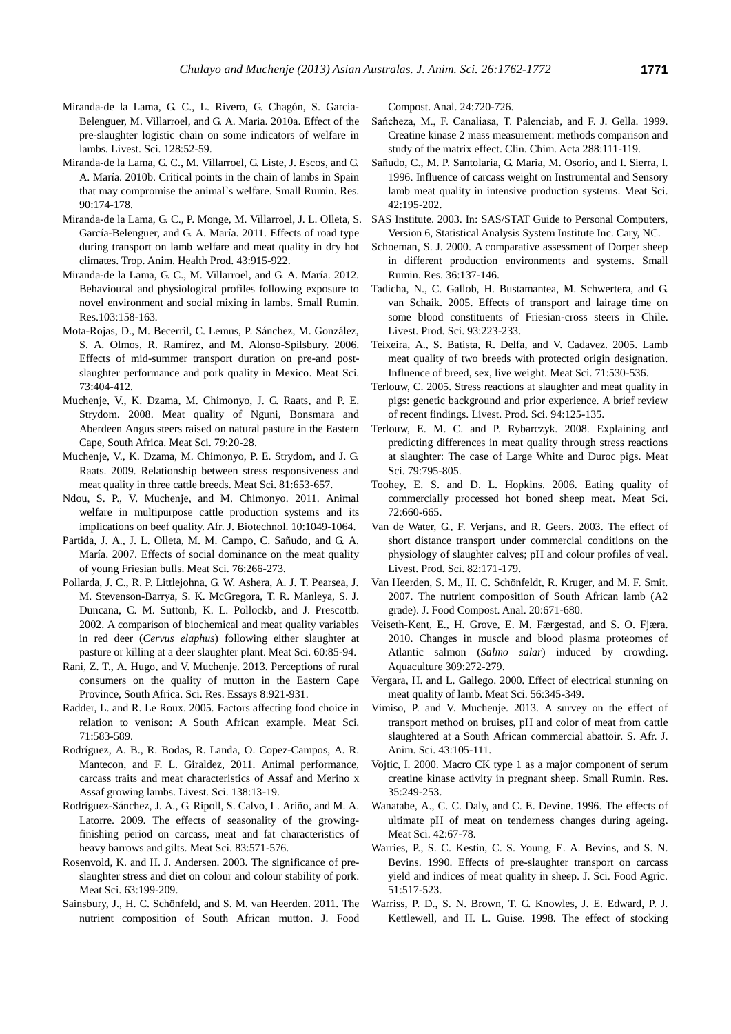Miranda-de la Lama, G. C., L. Rivero, G. Chagón, S. Garcia-Belenguer, M. Villarroel, and G. A. Maria. 2010a. Effect of the pre-slaughter logistic chain on some indicators of welfare in lambs. Livest. Sci. 128:52-59.

Miranda-de la Lama, G. C., M. Villarroel, G. Liste, J. Escos, and G. A. María. 2010b. Critical points in the chain of lambs in Spain that may compromise the animal`s welfare. Small Rumin. Res. 90:174-178.

Miranda-de la Lama, G. C., P. Monge, M. Villarroel, J. L. Olleta, S. García-Belenguer, and G. A. María. 2011. Effects of road type during transport on lamb welfare and meat quality in dry hot climates. Trop. Anim. Health Prod. 43:915-922.

Miranda-de la Lama, G. C., M. Villarroel, and G. A. María. 2012. Behavioural and physiological profiles following exposure to novel environment and social mixing in lambs. Small Rumin. Res.103:158-163.

Mota-Rojas, D., M. Becerril, C. Lemus, P. Sánchez, M. González, S. A. Olmos, R. Ramírez, and M. Alonso-Spilsbury. 2006. Effects of mid-summer transport duration on pre-and post-slaughter performance and pork quality in Mexico. Meat Sci. 73:404-412.

Muchenje, V., K. Dzama, M. Chimonyo, J. G. Raats, and P. E. Strydom. 2008. Meat quality of Nguni, Bonsmara and Aberdeen Angus steers raised on natural pasture in the Eastern Cape, South Africa. Meat Sci. 79:20-28.

Muchenje, V., K. Dzama, M. Chimonyo, P. E. Strydom, and J. G. Raats. 2009. Relationship between stress responsiveness and meat quality in three cattle breeds. Meat Sci. 81:653-657.

Ndou, S. P., V. Muchenje, and M. Chimonyo. 2011. Animal welfare in multipurpose cattle production systems and its implications on beef quality. Afr. J. Biotechnol. 10:1049-1064.

Partida, J. A., J. L. Olleta, M. M. Campo, C. Sañudo, and G. A. María. 2007. Effects of social dominance on the meat quality of young Friesian bulls. Meat Sci. 76:266-273.

Pollarda, J. C., R. P. Littlejohna, G. W. Ashera, A. J. T. Pearsea, J. M. Stevenson-Barrya, S. K. McGregora, T. R. Manleya, S. J. Duncana, C. M. Suttonb, K. L. Pollockb, and J. Prescottb. 2002. A comparison of biochemical and meat quality variables in red deer (*Cervus elaphus*) following either slaughter at pasture or killing at a deer slaughter plant. Meat Sci. 60:85-94.

Rani, Z. T., A. Hugo, and V. Muchenje. 2013. Perceptions of rural consumers on the quality of mutton in the Eastern Cape Province, South Africa. Sci. Res. Essays 8:921-931.

Radder, L. and R. Le Roux. 2005. Factors affecting food choice in relation to venison: A South African example. Meat Sci. 71:583-589.

Rodríguez, A. B., R. Bodas, R. Landa, O. Copez-Campos, A. R. Mantecon, and F. L. Giraldez, 2011. Animal performance, carcass traits and meat characteristics of Assaf and Merino x Assaf growing lambs. Livest. Sci. 138:13-19.

Rodríguez-Sánchez, J. A., G. Ripoll, S. Calvo, L. Ariño, and M. A. Latorre. 2009. The effects of seasonality of the growing-finishing period on carcass, meat and fat characteristics of heavy barrows and gilts. Meat Sci. 83:571-576.

Rosenvold, K. and H. J. Andersen. 2003. The significance of pre-slaughter stress and diet on colour and colour stability of pork. Meat Sci. 63:199-209.

Sainsbury, J., H. C. Schönfeld, and S. M. van Heerden. 2011. The nutrient composition of South African mutton. J. Food Compost. Anal. 24:720-726.

Sańcheza, M., F. Canaliasa, T. Palenciab, and F. J. Gella. 1999. Creatine kinase 2 mass measurement: methods comparison and study of the matrix effect. Clin. Chim. Acta 288:111-119.

Sañudo, C., M. P. Santolaria, G. Maria, M. Osorio, and I. Sierra, I. 1996. Influence of carcass weight on Instrumental and Sensory lamb meat quality in intensive production systems. Meat Sci. 42:195-202.

SAS Institute. 2003. In: SAS/STAT Guide to Personal Computers, Version 6, Statistical Analysis System Institute Inc. Cary, NC.

Schoeman, S. J. 2000. A comparative assessment of Dorper sheep in different production environments and systems. Small Rumin. Res. 36:137-146.

Tadicha, N., C. Gallob, H. Bustamantea, M. Schwertera, and G. van Schaik. 2005. Effects of transport and lairage time on some blood constituents of Friesian-cross steers in Chile. Livest. Prod. Sci. 93:223-233.

Teixeira, A., S. Batista, R. Delfa, and V. Cadavez. 2005. Lamb meat quality of two breeds with protected origin designation. Influence of breed, sex, live weight. Meat Sci. 71:530-536.

Terlouw, C. 2005. Stress reactions at slaughter and meat quality in pigs: genetic background and prior experience. A brief review of recent findings. Livest. Prod. Sci. 94:125-135.

Terlouw, E. M. C. and P. Rybarczyk. 2008. Explaining and predicting differences in meat quality through stress reactions at slaughter: The case of Large White and Duroc pigs. Meat Sci. 79:795-805.

Toohey, E. S. and D. L. Hopkins. 2006. Eating quality of commercially processed hot boned sheep meat. Meat Sci. 72:660-665.

Van de Water, G., F. Verjans, and R. Geers. 2003. The effect of short distance transport under commercial conditions on the physiology of slaughter calves; pH and colour profiles of veal. Livest. Prod. Sci. 82:171-179.

Van Heerden, S. M., H. C. Schönfeldt, R. Kruger, and M. F. Smit. 2007. The nutrient composition of South African lamb (A2 grade). J. Food Compost. Anal. 20:671-680.

Veiseth-Kent, E., H. Grove, E. M. Færgestad, and S. O. Fjæra. 2010. Changes in muscle and blood plasma proteomes of Atlantic salmon (*Salmo salar*) induced by crowding. Aquaculture 309:272-279.

Vergara, H. and L. Gallego. 2000. Effect of electrical stunning on meat quality of lamb. Meat Sci. 56:345-349.

Vimiso, P. and V. Muchenje. 2013. A survey on the effect of transport method on bruises, pH and color of meat from cattle slaughtered at a South African commercial abattoir. S. Afr. J. Anim. Sci. 43:105-111.

Vojtic, I. 2000. Macro CK type 1 as a major component of serum creatine kinase activity in pregnant sheep. Small Rumin. Res. 35:249-253.

Wanatabe, A., C. C. Daly, and C. E. Devine. 1996. The effects of ultimate pH of meat on tenderness changes during ageing. Meat Sci. 42:67-78.

Warries, P., S. C. Kestin, C. S. Young, E. A. Bevins, and S. N. Bevins. 1990. Effects of pre-slaughter transport on carcass yield and indices of meat quality in sheep. J. Sci. Food Agric. 51:517-523.

Warriss, P. D., S. N. Brown, T. G. Knowles, J. E. Edward, P. J. Kettlewell, and H. L. Guise. 1998. The effect of stocking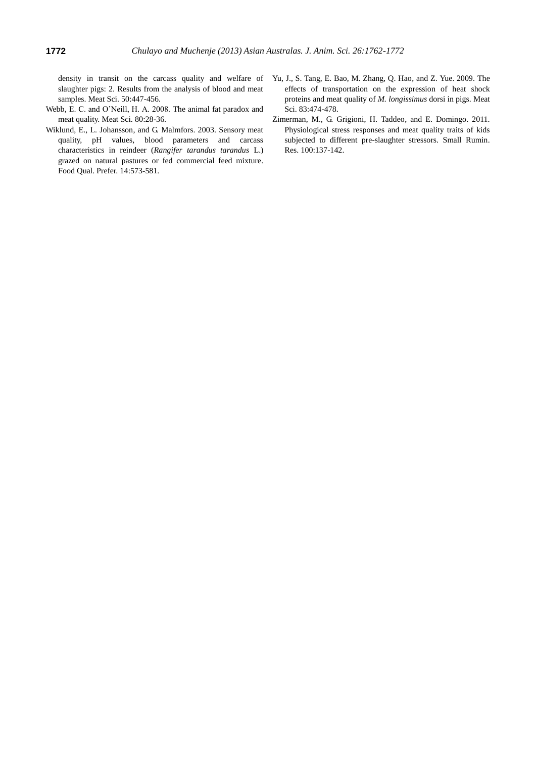density in transit on the carcass quality and welfare of slaughter pigs: 2. Results from the analysis of blood and meat samples. Meat Sci. 50:447-456.

Webb, E. C. and O'Neill, H. A. 2008. The animal fat paradox and meat quality. Meat Sci. 80:28-36.

Wiklund, E., L. Johansson, and G. Malmfors. 2003. Sensory meat quality, pH values, blood parameters and carcass characteristics in reindeer (*Rangifer tarandus tarandus* L.) grazed on natural pastures or fed commercial feed mixture. Food Qual. Prefer. 14:573-581.

Yu, J., S. Tang, E. Bao, M. Zhang, Q. Hao, and Z. Yue. 2009. The effects of transportation on the expression of heat shock proteins and meat quality of *M. longissimus* dorsi in pigs. Meat Sci. 83:474-478.

Zimerman, M., G. Grigioni, H. Taddeo, and E. Domingo. 2011. Physiological stress responses and meat quality traits of kids subjected to different pre-slaughter stressors. Small Rumin. Res. 100:137-142.